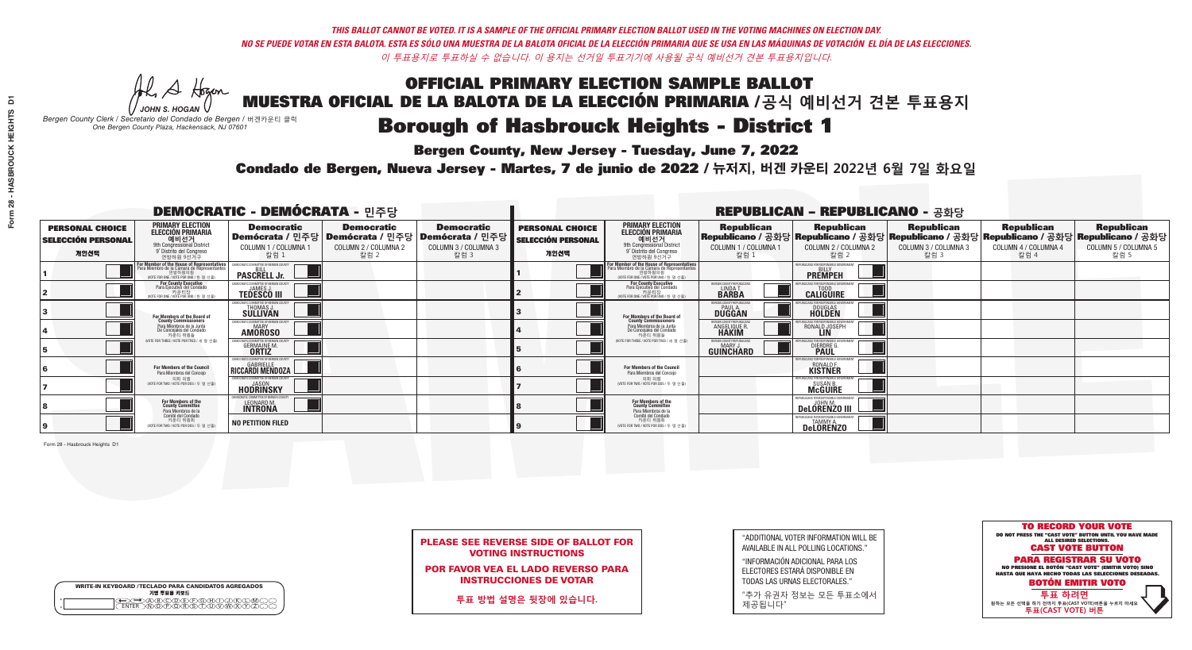*THIS BALLOT CANNOT BE VOTED. IT IS A SAMPLE OF THE OFFICIAL PRIMARY ELECTION BALLOT USED IN THE VOTING MACHINES ON ELECTION DAY.*
*NO SE PUEDE VOTAR EN ESTA BALOTA. ESTA ES SÓLO UNA MUESTRA DE LA BALOTA OFICIAL DE LA ELECCIÓN PRIMARIA QUE SE USA EN LAS MÁQUINAS DE VOTACIÓN EL DÍA DE LAS ELECCIONES.*
*이 투표용지로 투표하실 수 없습니다. 이 용지는 선거일 투표기기에 사용될 공식 예비선거 견본 투표용지입니다.*

JOHN S. HOGAN
*Bergen County Clerk / Secretario del Condado de Bergen / 버겐카운티 클럭*
*One Bergen County Plaza, Hackensack, NJ 07601*

# OFFICIAL PRIMARY ELECTION SAMPLE BALLOT
# MUESTRA OFICIAL DE LA BALOTA DE LA ELECCIÓN PRIMARIA / 공식 예비선거 견본 투표용지
# Borough of Hasbrouck Heights - District 1

**Bergen County, New Jersey - Tuesday, June 7, 2022**

**Condado de Bergen, Nueva Jersey - Martes, 7 de junio de 2022 / 뉴저지, 버겐 카운티 2022년 6월 7일 화요일**

## DEMOCRATIC - DEMÓCRATA - 민주당

| PERSONAL CHOICE / SELECCIÓN PERSONAL / 개인선택 | PRIMARY ELECTION / ELECCIÓN PRIMARIA / 예비선거 9th Congressional District / 9° Distrito del Congreso / 연방하원 9선거구 | Democratic / Demócrata / 민주당 COLUMN 1 / COLUMNA 1 / 칼럼 1 | Democratic / Demócrata / 민주당 COLUMN 2 / COLUMNA 2 / 칼럼 2 | Democratic / Demócrata / 민주당 COLUMN 3 / COLUMNA 3 / 칼럼 3 |
|---|---|---|---|---|
| 1 | For Member of the House of Representatives / Para Miembro de la Cámara de Representantes / 연방하원의원 (VOTE FOR ONE / VOTE POR UNO / 한 명 선출) | BILL PASCRELL Jr. | | |
| 2 | For County Executive / Para Ejecutivo del Condado / 카운티장 (VOTE FOR ONE / VOTE POR UNO / 한 명 선출) | JAMES J. TEDESCO III | | |
| 3 | For Members of the Board of County Commissioners / Para Miembros de la Junta De Concejales del Condado / 카운티 위원들 (VOTE FOR THREE / VOTE POR TRES / 세 명 선출) | THOMAS J. SULLIVAN | | |
| 4 | | MARY AMOROSO | | |
| 5 | | GERMAINE M. ORTIZ | | |
| 6 | For Members of the Council / Para Miembros del Concejo / 의회 의원 (VOTE FOR TWO / VOTE POR DOS / 두 명 선출) | GABRIELLE RICCARDI MENDOZA | | |
| 7 | | JASON HODRINSKY | | |
| 8 | For Members of the County Committee / Para Miembros de la Comité del Condado / 카운티 위원회 (VOTE FOR TWO / VOTE POR DOS / 두 명 선출) | LEONARD M. INTRONA | | |
| 9 | | NO PETITION FILED | | |

## REPUBLICAN - REPUBLICANO - 공화당

| PERSONAL CHOICE / SELECCIÓN PERSONAL / 개인선택 | PRIMARY ELECTION / ELECCIÓN PRIMARIA / 예비선거 9th Congressional District / 9° Distrito del Congreso / 연방하원 9선거구 | Republican / Republicano / 공화당 COLUMN 1 / COLUMNA 1 / 칼럼 1 | Republican / Republicano / 공화당 COLUMN 2 / COLUMNA 2 / 칼럼 2 | Republican / Republicano / 공화당 COLUMN 3 / COLUMNA 3 / 칼럼 3 | Republican / Republicano / 공화당 COLUMN 4 / COLUMNA 4 / 칼럼 4 | Republican / Republicano / 공화당 COLUMN 5 / COLUMNA 5 / 칼럼 5 |
|---|---|---|---|---|---|---|
| 1 | For Member of the House of Representatives / Para Miembro de la Cámara de Representantes / 연방하원의원 (VOTE FOR ONE / VOTE POR UNO / 한 명 선출) | | BILLY PREMPEH | | | |
| 2 | For County Executive / Para Ejecutivo del Condado / 카운티장 (VOTE FOR ONE / VOTE POR UNO / 한 명 선출) | LINDA T. BARBA | TODD CALIGUIRE | | | |
| 3 | For Members of the Board of County Commissioners / Para Miembros de la Junta De Concejales del Condado / 카운티 위원들 (VOTE FOR THREE / VOTE POR TRES / 세 명 선출) | PAUL A. DUGGAN | DOUGLAS HOLDEN | | | |
| 4 | | ANGELIQUE R. HAKIM | RONALD JOSEPH LIN | | | |
| 5 | | MARY J. GUINCHARD | DIERDRE G. PAUL | | | |
| 6 | For Members of the Council / Para Miembros del Concejo / 의회 의원 (VOTE FOR TWO / VOTE POR DOS / 두 명 선출) | | RONALD F. KISTNER | | | |
| 7 | | | SUSAN B. McGUIRE | | | |
| 8 | For Members of the County Committee / Para Miembros de la Comité del Condado / 카운티 위원회 (VOTE FOR TWO / VOTE POR DOS / 두 명 선출) | | JOHN M. DeLORENZO III | | | |
| 9 | | | TAMMY A. DeLORENZO | | | |

**PLEASE SEE REVERSE SIDE OF BALLOT FOR VOTING INSTRUCTIONS**

**POR FAVOR VEA EL LADO REVERSO PARA INSTRUCCIONES DE VOTAR**

**투표 방법 설명은 뒷장에 있습니다.**

"ADDITIONAL VOTER INFORMATION WILL BE AVAILABLE IN ALL POLLING LOCATIONS."

"INFORMACIÓN ADICIONAL PARA LOS ELECTORES ESTARÁ DISPONIBLE EN TODAS LAS URNAS ELECTORALES."

"추가 유권자 정보는 모든 투표소에서 제공됩니다"

**TO RECORD YOUR VOTE**
DO NOT PRESS THE "CAST VOTE" BUTTON UNTIL YOU HAVE MADE ALL DESIRED SELECTIONS.
**CAST VOTE BUTTON**

**PARA REGISTRAR SU VOTO**
NO PRESIONE EL BOTÓN "CAST VOTE" (EMITIR VOTO) SINO HASTA QUE HAYA HECHO TODAS LAS SELECCIONES DESEADAS.
**BOTÓN EMITIR VOTO**

**투표 하려면**
원하는 모든 선택을 하기 전까지 투표(CAST VOTE)버튼을 누르지 마세요
**투표(CAST VOTE) 버튼**

WRITE-IN KEYBOARD /TECLADO PARA CANDIDATOS AGREGADOS
기명 투표용 키보드

Form 28 - Hasbrouck Heights D1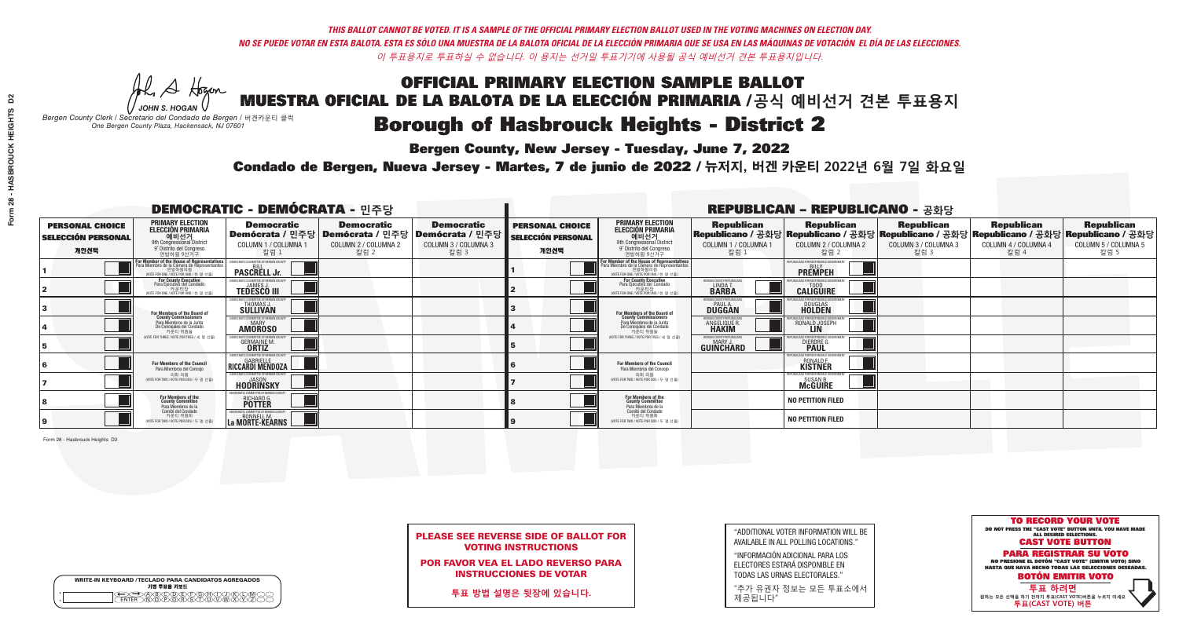*THIS BALLOT CANNOT BE VOTED. IT IS A SAMPLE OF THE OFFICIAL PRIMARY ELECTION BALLOT USED IN THE VOTING MACHINES ON ELECTION DAY.*
*NO SE PUEDE VOTAR EN ESTA BALOTA. ESTA ES SÓLO UNA MUESTRA DE LA BALOTA OFICIAL DE LA ELECCIÓN PRIMARIA QUE SE USA EN LAS MÁQUINAS DE VOTACIÓN EL DÍA DE LAS ELECCIONES.*
*이 투표용지로 투표하실 수 없습니다. 이 용지는 선거일 투표기기에 사용될 공식 예비선거 견본 투표용지입니다.*

JOHN S. HOGAN
*Bergen County Clerk / Secretario del Condado de Bergen / 버겐카운티 클럭*
*One Bergen County Plaza, Hackensack, NJ 07601*

# OFFICIAL PRIMARY ELECTION SAMPLE BALLOT
# MUESTRA OFICIAL DE LA BALOTA DE LA ELECCIÓN PRIMARIA /공식 예비선거 견본 투표용지
# Borough of Hasbrouck Heights - District 2

**Bergen County, New Jersey - Tuesday, June 7, 2022**

**Condado de Bergen, Nueva Jersey - Martes, 7 de junio de 2022 / 뉴저지, 버겐 카운티 2022년 6월 7일 화요일**

## DEMOCRATIC - DEMÓCRATA - 민주당

| PERSONAL CHOICE / SELECCIÓN PERSONAL / 개인선택 | PRIMARY ELECTION / ELECCIÓN PRIMARIA / 예비선거 / 9th Congressional District / 9° Distrito del Congreso / 연방하원 9선거구 | Democratic / Demócrata / 민주당 COLUMN 1 / COLUMNA 1 / 칼럼 1 | Democratic / Demócrata / 민주당 COLUMN 2 / COLUMNA 2 / 칼럼 2 | Democratic / Demócrata / 민주당 COLUMN 3 / COLUMNA 3 / 칼럼 3 |
|---|---|---|---|---|
| 1 | For Member of the House of Representatives / Para Miembro de la Cámara de Representantes / 연방하원의원 (VOTE FOR ONE / VOTE POR UNO / 한 명 선출) | BILL PASCRELL Jr. | | |
| 2 | For County Executive / Para Ejecutivo del Condado / 카운티장 (VOTE FOR ONE / VOTE POR UNO / 한 명 선출) | JAMES J. TEDESCO III | | |
| 3 | For Members of the Board of County Commissioners / Para Miembros de la Junta De Concejales del Condado / 카운티 위원들 (VOTE FOR THREE / VOTE POR TRES / 세 명 선출) | THOMAS J. SULLIVAN | | |
| 4 | | MARY AMOROSO | | |
| 5 | | GERMAINE M. ORTIZ | | |
| 6 | For Members of the Council / Para Miembros del Concejo / 의회 의원 (VOTE FOR TWO / VOTE POR DOS / 두 명 선출) | GABRIELLE RICCARDI MENDOZA | | |
| 7 | | JASON HODRINSKY | | |
| 8 | For Members of the County Committee / Para Miembros de la Comité del Condado / 카운티 위원회 (VOTE FOR TWO / VOTE POR DOS / 두 명 선출) | RICHARD G. POTTER | | |
| 9 | | RONNELL M. La MORTE-KEARNS | | |

## REPUBLICAN - REPUBLICANO - 공화당

| PERSONAL CHOICE / SELECCIÓN PERSONAL / 개인선택 | PRIMARY ELECTION / ELECCIÓN PRIMARIA / 예비선거 / 9th Congressional District / 9° Distrito del Congreso / 연방하원 9선거구 | Republican / Republicano / 공화당 COLUMN 1 / COLUMNA 1 / 칼럼 1 | Republican / Republicano / 공화당 COLUMN 2 / COLUMNA 2 / 칼럼 2 | Republican / Republicano / 공화당 COLUMN 3 / COLUMNA 3 / 칼럼 3 | Republican / Republicano / 공화당 COLUMN 4 / COLUMNA 4 / 칼럼 4 | Republican / Republicano / 공화당 COLUMN 5 / COLUMNA 5 / 칼럼 5 |
|---|---|---|---|---|---|---|
| 1 | For Member of the House of Representatives / Para Miembro de la Cámara de Representantes / 연방하원의원 (VOTE FOR ONE / VOTE POR UNO / 한 명 선출) | | BILLY PREMPEH | | | |
| 2 | For County Executive / Para Ejecutivo del Condado / 카운티장 (VOTE FOR ONE / VOTE POR UNO / 한 명 선출) | LINDA T. BARBA | TODD CALIGUIRE | | | |
| 3 | For Members of the Board of County Commissioners / Para Miembros de la Junta De Concejales del Condado / 카운티 위원들 (VOTE FOR THREE / VOTE POR TRES / 세 명 선출) | PAUL A. DUGGAN | DOUGLAS HOLDEN | | | |
| 4 | | ANGELIQUE R. HAKIM | RONALD JOSEPH LIN | | | |
| 5 | | MARY J. GUINCHARD | DIERDRE G. PAUL | | | |
| 6 | For Members of the Council / Para Miembros del Concejo / 의회 의원 (VOTE FOR TWO / VOTE POR DOS / 두 명 선출) | | RONALD F. KISTNER | | | |
| 7 | | | SUSAN B. McGUIRE | | | |
| 8 | For Members of the County Committee / Para Miembros de la Comité del Condado / 카운티 위원회 (VOTE FOR TWO / VOTE POR DOS / 두 명 선출) | | NO PETITION FILED | | | |
| 9 | | | NO PETITION FILED | | | |

Form 28 - Hasbrouck Heights D2

**PLEASE SEE REVERSE SIDE OF BALLOT FOR VOTING INSTRUCTIONS**

**POR FAVOR VEA EL LADO REVERSO PARA INSTRUCCIONES DE VOTAR**

**투표 방법 설명은 뒷장에 있습니다.**

"ADDITIONAL VOTER INFORMATION WILL BE AVAILABLE IN ALL POLLING LOCATIONS."

"INFORMACIÓN ADICIONAL PARA LOS ELECTORES ESTARÁ DISPONIBLE EN TODAS LAS URNAS ELECTORALES."

"추가 유권자 정보는 모든 투표소에서 제공됩니다"

WRITE-IN KEYBOARD /TECLADO PARA CANDIDATOS AGREGADOS
기명 투표용 키보드

**TO RECORD YOUR VOTE**
DO NOT PRESS THE "CAST VOTE" BUTTON UNTIL YOU HAVE MADE ALL DESIRED SELECTIONS.
**CAST VOTE BUTTON**

**PARA REGISTRAR SU VOTO**
NO PRESIONE EL BOTÓN "CAST VOTE" (EMITIR VOTO) SINO HASTA QUE HAYA HECHO TODAS LAS SELECCIONES DESEADAS.
**BOTÓN EMITIR VOTO**

**투표 하려면**
원하는 모든 선택을 하기 전까지 투표(CAST VOTE)버튼을 누르지 마세요.
**투표(CAST VOTE) 버튼**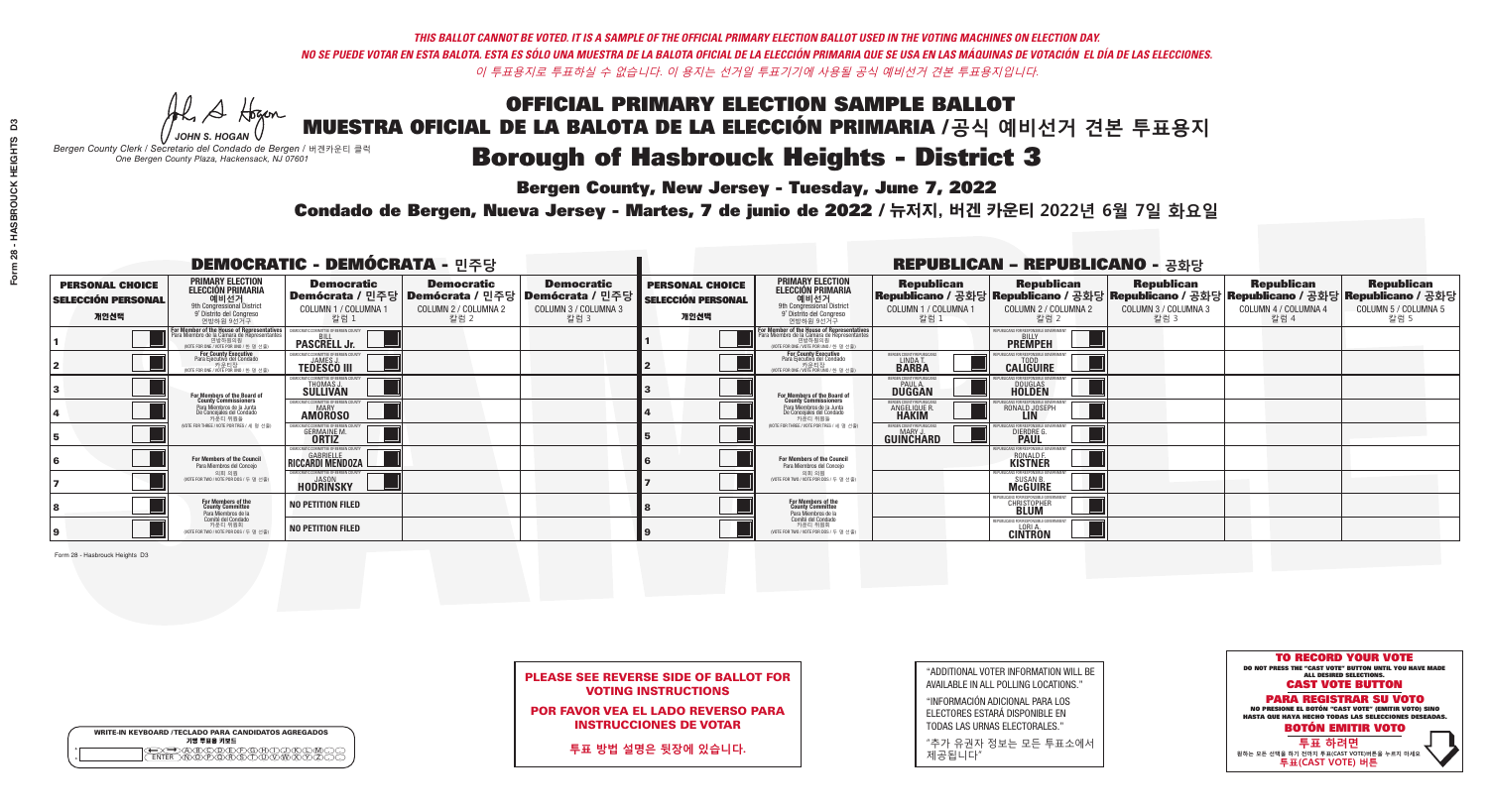*THIS BALLOT CANNOT BE VOTED. IT IS A SAMPLE OF THE OFFICIAL PRIMARY ELECTION BALLOT USED IN THE VOTING MACHINES ON ELECTION DAY.*
*NO SE PUEDE VOTAR EN ESTA BALOTA. ESTA ES SÓLO UNA MUESTRA DE LA BALOTA OFICIAL DE LA ELECCIÓN PRIMARIA QUE SE USA EN LAS MÁQUINAS DE VOTACIÓN EL DÍA DE LAS ELECCIONES.*
*이 투표용지로 투표하실 수 없습니다. 이 용지는 선거일 투표기기에 사용될 공식 예비선거 견본 투표용지입니다.*

JOHN S. HOGAN
*Bergen County Clerk / Secretario del Condado de Bergen / 버겐카운티 클럭*
*One Bergen County Plaza, Hackensack, NJ 07601*

# OFFICIAL PRIMARY ELECTION SAMPLE BALLOT
# MUESTRA OFICIAL DE LA BALOTA DE LA ELECCIÓN PRIMARIA /공식 예비선거 견본 투표용지
# Borough of Hasbrouck Heights - District 3

**Bergen County, New Jersey - Tuesday, June 7, 2022**

**Condado de Bergen, Nueva Jersey - Martes, 7 de junio de 2022 / 뉴저지, 버겐 카운티 2022년 6월 7일 화요일**

## DEMOCRATIC - DEMÓCRATA - 민주당

| PERSONAL CHOICE / SELECCIÓN PERSONAL / 개인선택 | PRIMARY ELECTION / ELECCIÓN PRIMARIA / 예비선거 | Democratic / Demócrata / 민주당 COLUMN 1 / COLUMNA 1 / 칼럼 1 | Democratic / Demócrata / 민주당 COLUMN 2 / COLUMNA 2 / 칼럼 2 | Democratic / Demócrata / 민주당 COLUMN 3 / COLUMNA 3 / 칼럼 3 |
|---|---|---|---|---|
| 1 | For Member of the House of Representatives / Para Miembro de la Cámara de Representantes / 연방하원의원 9th Congressional District (VOTE FOR ONE / VOTE POR UNO / 한 명 선출) | BILL PASCRELL Jr. | | |
| 2 | For County Executive / Para Ejecutivo del Condado / 카운티장 (VOTE FOR ONE / VOTE POR UNO / 한 명 선출) | JAMES J. TEDESCO III | | |
| 3 | For Members of the Board of County Commissioners / Para Miembros de la Junta De Concejales del Condado / 카운티 위원들 (VOTE FOR THREE / VOTE POR TRES / 세 명 선출) | THOMAS J. SULLIVAN | | |
| 4 | | MARY AMOROSO | | |
| 5 | | GERMAINE M. ORTIZ | | |
| 6 | For Members of the Council / Para Miembros del Concejo / 의회 의원 (VOTE FOR TWO / VOTE POR DOS / 두 명 선출) | GABRIELLE RICCARDI MENDOZA | | |
| 7 | | JASON HODRINSKY | | |
| 8 | For Members of the County Committee / Para Miembros de la Comité del Condado / 카운티 위원회 (VOTE FOR TWO / VOTE POR DOS / 두 명 선출) | NO PETITION FILED | | |
| 9 | | NO PETITION FILED | | |

## REPUBLICAN - REPUBLICANO - 공화당

| PERSONAL CHOICE / SELECCIÓN PERSONAL / 개인선택 | PRIMARY ELECTION / ELECCIÓN PRIMARIA / 예비선거 | Republican / Republicano / 공화당 COLUMN 1 / COLUMNA 1 / 칼럼 1 | Republican / Republicano / 공화당 COLUMN 2 / COLUMNA 2 / 칼럼 2 | Republican / Republicano / 공화당 COLUMN 3 / COLUMNA 3 / 칼럼 3 | Republican / Republicano / 공화당 COLUMN 4 / COLUMNA 4 / 칼럼 4 | Republican / Republicano / 공화당 COLUMN 5 / COLUMNA 5 / 칼럼 5 |
|---|---|---|---|---|---|---|
| 1 | For Member of the House of Representatives / Para Miembro de la Cámara de Representantes / 연방하원의원 9th Congressional District (VOTE FOR ONE / VOTE POR UNO / 한 명 선출) | | BILLY PREMPEH | | | |
| 2 | For County Executive / Para Ejecutivo del Condado / 카운티장 (VOTE FOR ONE / VOTE POR UNO / 한 명 선출) | LINDA T. BARBA | TODD CALIGUIRE | | | |
| 3 | For Members of the Board of County Commissioners / Para Miembros de la Junta De Concejales del Condado / 카운티 위원들 (VOTE FOR THREE / VOTE POR TRES / 세 명 선출) | PAUL A. DUGGAN | DOUGLAS HOLDEN | | | |
| 4 | | ANGELIQUE R. HAKIM | RONALD JOSEPH LIN | | | |
| 5 | | MARY J. GUINCHARD | DIERDRE G. PAUL | | | |
| 6 | For Members of the Council / Para Miembros del Concejo / 의회 의원 (VOTE FOR TWO / VOTE POR DOS / 두 명 선출) | | RONALD F. KISTNER | | | |
| 7 | | | SUSAN B. McGUIRE | | | |
| 8 | For Members of the County Committee / Para Miembros de la Comité del Condado / 카운티 위원회 (VOTE FOR TWO / VOTE POR DOS / 두 명 선출) | | CHRISTOPHER BLUM | | | |
| 9 | | | LORI A. CINTRON | | | |

Form 28 - Hasbrouck Heights D3

**PLEASE SEE REVERSE SIDE OF BALLOT FOR VOTING INSTRUCTIONS**

**POR FAVOR VEA EL LADO REVERSO PARA INSTRUCCIONES DE VOTAR**

**투표 방법 설명은 뒷장에 있습니다.**

"ADDITIONAL VOTER INFORMATION WILL BE AVAILABLE IN ALL POLLING LOCATIONS."

"INFORMACIÓN ADICIONAL PARA LOS ELECTORES ESTARÁ DISPONIBLE EN TODAS LAS URNAS ELECTORALES."

"추가 유권자 정보는 모든 투표소에서 제공됩니다"

**TO RECORD YOUR VOTE**
DO NOT PRESS THE "CAST VOTE" BUTTON UNTIL YOU HAVE MADE ALL DESIRED SELECTIONS.
**CAST VOTE BUTTON**
**PARA REGISTRAR SU VOTO**
NO PRESIONE EL BOTÓN "CAST VOTE" (EMITIR VOTO) SINO HASTA QUE HAYA HECHO TODAS LAS SELECCIONES DESEADAS.
**BOTÓN EMITIR VOTO**
**투표 하려면**
원하는 모든 선택을 하기 전까지 투표(CAST VOTE)버튼을 누르지 마세요
**투표(CAST VOTE) 버튼**

WRITE-IN KEYBOARD /TECLADO PARA CANDIDATOS AGREGADOS
기명 투표용 키보드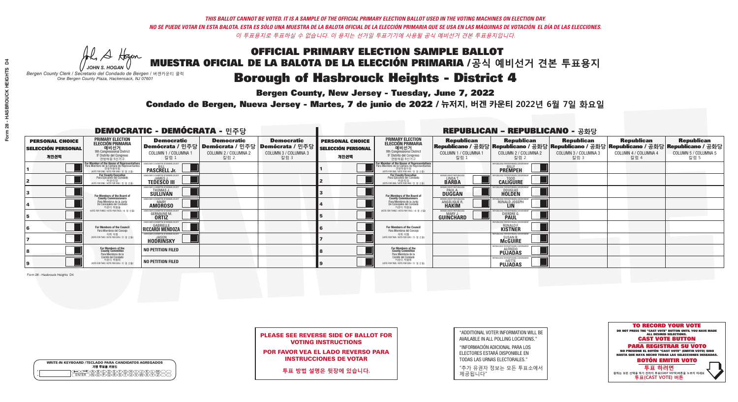*THIS BALLOT CANNOT BE VOTED. IT IS A SAMPLE OF THE OFFICIAL PRIMARY ELECTION BALLOT USED IN THE VOTING MACHINES ON ELECTION DAY.*
*NO SE PUEDE VOTAR EN ESTA BALOTA. ESTA ES SÓLO UNA MUESTRA DE LA BALOTA OFICIAL DE LA ELECCIÓN PRIMARIA QUE SE USA EN LAS MÁQUINAS DE VOTACIÓN EL DÍA DE LAS ELECCIONES.*
*이 투표용지로 투표하실 수 없습니다. 이 용지는 선거일 투표기기에 사용될 공식 예비선거 견본 투표용지입니다.*

JOHN S. HOGAN
*Bergen County Clerk / Secretario del Condado de Bergen / 버겐카운티 클럭*
*One Bergen County Plaza, Hackensack, NJ 07601*

# OFFICIAL PRIMARY ELECTION SAMPLE BALLOT
# MUESTRA OFICIAL DE LA BALOTA DE LA ELECCIÓN PRIMARIA /공식 예비선거 견본 투표용지
# Borough of Hasbrouck Heights - District 4

**Bergen County, New Jersey - Tuesday, June 7, 2022**

**Condado de Bergen, Nueva Jersey - Martes, 7 de junio de 2022 / 뉴저지, 버겐 카운티 2022년 6월 7일 화요일**

## DEMOCRATIC - DEMÓCRATA - 민주당

| PERSONAL CHOICE / SELECCIÓN PERSONAL / 개인선택 | PRIMARY ELECTION / ELECCIÓN PRIMARIA / 예비선거 / 9th Congressional District / 9° Distrito del Congreso / 연방하원 9선거구 | Democratic / Demócrata / 민주당 COLUMN 1 / COLUMNA 1 / 칼럼 1 | Democratic / Demócrata / 민주당 COLUMN 2 / COLUMNA 2 / 칼럼 2 | Democratic / Demócrata / 민주당 COLUMN 3 / COLUMNA 3 / 칼럼 3 |
|---|---|---|---|---|
| 1 | For Member of the House of Representatives / Para Miembro de la Cámara de Representantes / 연방하원의원 (VOTE FOR ONE / VOTE POR UNO / 한 명 선출) | BILL PASCRELL Jr. | | |
| 2 | For County Executive / Para Ejecutivo del Condado / 카운티장 (VOTE FOR ONE / VOTE POR UNO / 한 명 선출) | JAMES J. TEDESCO III | | |
| 3 | For Members of the Board of County Commissioners / Para Miembros de la Junta De Concejales del Condado / 카운티 위원들 (VOTE FOR THREE / VOTE POR TRES / 세 명 선출) | THOMAS J. SULLIVAN | | |
| 4 | | MARY AMOROSO | | |
| 5 | | GERMAINE M. ORTIZ | | |
| 6 | For Members of the Council / Para Miembros del Concejo / 의회 의원 (VOTE FOR TWO / VOTE POR DOS / 두 명 선출) | GABRIELLE RICCARDI MENDOZA | | |
| 7 | | JASON HODRINSKY | | |
| 8 | For Members of the County Committee / Para Miembros de la Comité del Condado / 카운티 위원회 (VOTE FOR TWO / VOTE POR DOS / 두 명 선출) | NO PETITION FILED | | |
| 9 | | NO PETITION FILED | | |

## REPUBLICAN - REPUBLICANO - 공화당

| PERSONAL CHOICE / SELECCIÓN PERSONAL / 개인선택 | PRIMARY ELECTION / ELECCIÓN PRIMARIA / 예비선거 / 9th Congressional District / 9° Distrito del Congreso / 연방하원 9선거구 | Republican / Republicano / 공화당 COLUMN 1 / COLUMNA 1 / 칼럼 1 | Republican / Republicano / 공화당 COLUMN 2 / COLUMNA 2 / 칼럼 2 | Republican / Republicano / 공화당 COLUMN 3 / COLUMNA 3 / 칼럼 3 | Republican / Republicano / 공화당 COLUMN 4 / COLUMNA 4 / 칼럼 4 | Republican / Republicano / 공화당 COLUMN 5 / COLUMNA 5 / 칼럼 5 |
|---|---|---|---|---|---|---|
| 1 | For Member of the House of Representatives / Para Miembro de la Cámara de Representantes / 연방하원의원 (VOTE FOR ONE / VOTE POR UNO / 한 명 선출) | | BILLY PREMPEH | | | |
| 2 | For County Executive / Para Ejecutivo del Condado / 카운티장 (VOTE FOR ONE / VOTE POR UNO / 한 명 선출) | LINDA T. BARBA | TODD CALIGUIRE | | | |
| 3 | For Members of the Board of County Commissioners / Para Miembros de la Junta De Concejales del Condado / 카운티 위원들 (VOTE FOR THREE / VOTE POR TRES / 세 명 선출) | PAUL A. DUGGAN | DOUGLAS HOLDEN | | | |
| 4 | | ANGELIQUE R. HAKIM | RONALD JOSEPH LIN | | | |
| 5 | | MARY J. GUINCHARD | DIERDRE G. PAUL | | | |
| 6 | For Members of the Council / Para Miembros del Concejo / 의회 의원 (VOTE FOR TWO / VOTE POR DOS / 두 명 선출) | | RONALD F. KISTNER | | | |
| 7 | | | SUSAN B. McGUIRE | | | |
| 8 | For Members of the County Committee / Para Miembros de la Comité del Condado / 카운티 위원회 (VOTE FOR TWO / VOTE POR DOS / 두 명 선출) | | ALFREDO PUJADAS | | | |
| 9 | | | IVETTE PUJADAS | | | |

Form 28 - Hasbrouck Heights D4

**PLEASE SEE REVERSE SIDE OF BALLOT FOR VOTING INSTRUCTIONS**

**POR FAVOR VEA EL LADO REVERSO PARA INSTRUCCIONES DE VOTAR**

**투표 방법 설명은 뒷장에 있습니다.**

"ADDITIONAL VOTER INFORMATION WILL BE AVAILABLE IN ALL POLLING LOCATIONS."

"INFORMACIÓN ADICIONAL PARA LOS ELECTORES ESTARÁ DISPONIBLE EN TODAS LAS URNAS ELECTORALES."

"추가 유권자 정보는 모든 투표소에서 제공됩니다"

**TO RECORD YOUR VOTE**
DO NOT PRESS THE "CAST VOTE" BUTTON UNTIL YOU HAVE MADE ALL DESIRED SELECTIONS.
**CAST VOTE BUTTON**

**PARA REGISTRAR SU VOTO**
NO PRESIONE EL BOTÓN "CAST VOTE" (EMITIR VOTO) SINO HASTA QUE HAYA HECHO TODAS LAS SELECCIONES DESEADAS.
**BOTÓN EMITIR VOTO**

**투표 하려면**
원하는 모든 선택을 하기 전까지 투표(CAST VOTE)버튼을 누르지 마세요
**투표(CAST VOTE) 버튼**

WRITE-IN KEYBOARD /TECLADO PARA CANDIDATOS AGREGADOS
기명 투표용 키보드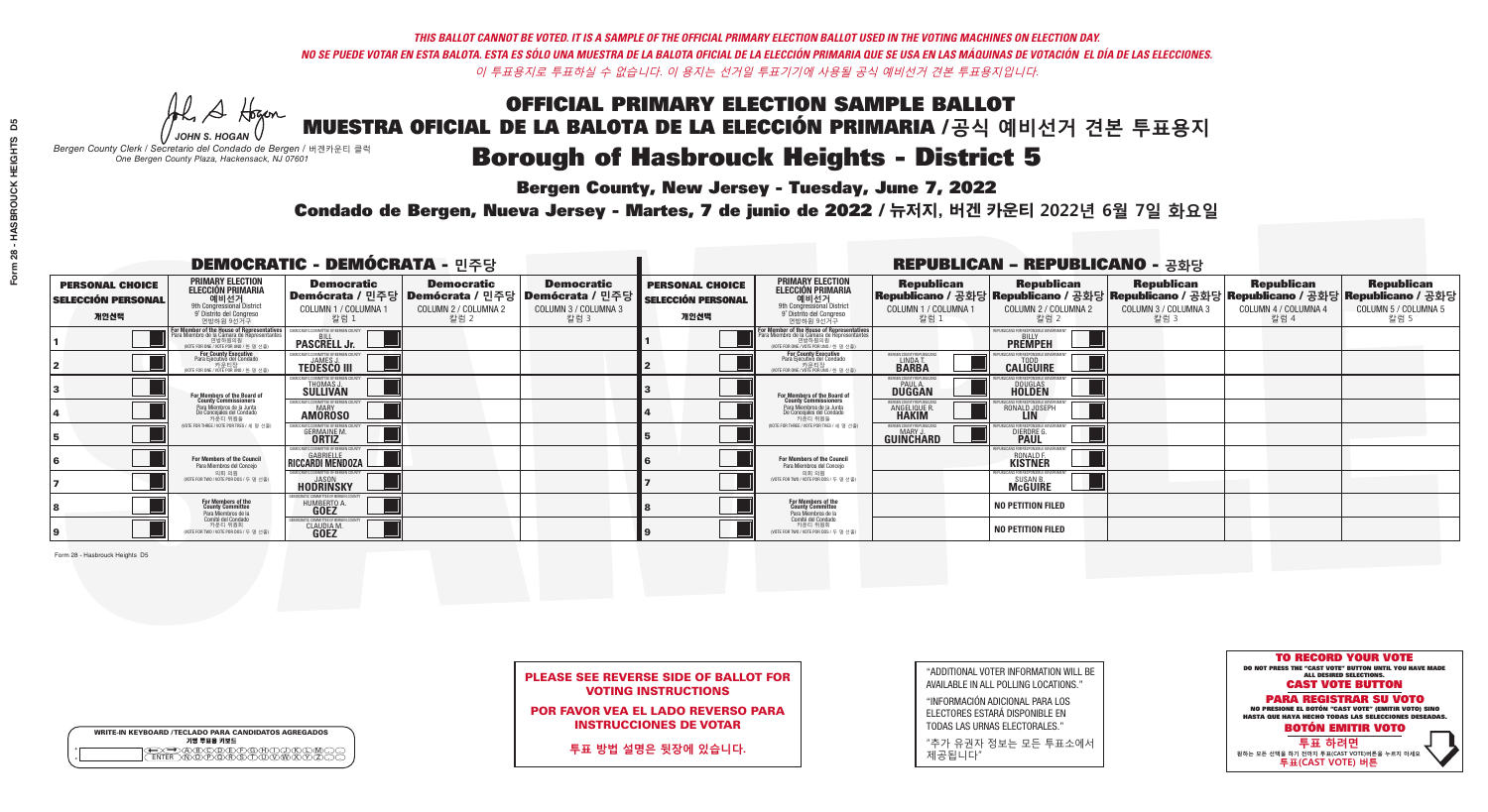*THIS BALLOT CANNOT BE VOTED. IT IS A SAMPLE OF THE OFFICIAL PRIMARY ELECTION BALLOT USED IN THE VOTING MACHINES ON ELECTION DAY.*
*NO SE PUEDE VOTAR EN ESTA BALOTA. ESTA ES SÓLO UNA MUESTRA DE LA BALOTA OFICIAL DE LA ELECCIÓN PRIMARIA QUE SE USA EN LAS MÁQUINAS DE VOTACIÓN EL DÍA DE LAS ELECCIONES.*
*이 투표용지로 투표하실 수 없습니다. 이 용지는 선거일 투표기기에 사용될 공식 예비선거 견본 투표용지입니다.*

JOHN S. HOGAN
*Bergen County Clerk / Secretario del Condado de Bergen / 버겐카운티 클럭*
*One Bergen County Plaza, Hackensack, NJ 07601*

# OFFICIAL PRIMARY ELECTION SAMPLE BALLOT
# MUESTRA OFICIAL DE LA BALOTA DE LA ELECCIÓN PRIMARIA /공식 예비선거 견본 투표용지
# Borough of Hasbrouck Heights - District 5

**Bergen County, New Jersey - Tuesday, June 7, 2022**

**Condado de Bergen, Nueva Jersey - Martes, 7 de junio de 2022 / 뉴저지, 버겐 카운티 2022년 6월 7일 화요일**

## DEMOCRATIC - DEMÓCRATA - 민주당

| PERSONAL CHOICE / SELECCIÓN PERSONAL / 개인선택 | PRIMARY ELECTION / ELECCIÓN PRIMARIA / 예비선거 (9th Congressional District / 9° Distrito del Congreso / 연방하원 9선거구) | Democratic / Demócrata / 민주당 COLUMN 1 / COLUMNA 1 / 칼럼 1 | Democratic / Demócrata / 민주당 COLUMN 2 / COLUMNA 2 / 칼럼 2 | Democratic / Demócrata / 민주당 COLUMN 3 / COLUMNA 3 / 칼럼 3 |
|---|---|---|---|---|
| 1 | For Member of the House of Representatives / Para Miembro de la Cámara de Representantes / 연방하원의원 (VOTE FOR ONE / VOTE POR UNO / 한 명 선출) | BILL PASCRELL Jr. | | |
| 2 | For County Executive / Para Ejecutivo del Condado / 카운티장 (VOTE FOR ONE / VOTE POR UNO / 한 명 선출) | JAMES J. TEDESCO III | | |
| 3 | For Members of the Board of County Commissioners / Para Miembros de la Junta De Concejales del Condado / 카운티 위원들 (VOTE FOR THREE / VOTE POR TRES / 세 명 선출) | THOMAS J. SULLIVAN | | |
| 4 | | MARY AMOROSO | | |
| 5 | | GERMAINE M. ORTIZ | | |
| 6 | For Members of the Council / Para Miembros del Concejo / 의회 의원 (VOTE FOR TWO / VOTE POR DOS / 두 명 선출) | GABRIELLE RICCARDI MENDOZA | | |
| 7 | | JASON HODRINSKY | | |
| 8 | For Members of the County Committee / Para Miembros de la Comité del Condado / 카운티 위원회 (VOTE FOR TWO / VOTE POR DOS / 두 명 선출) | HUMBERTO A. GOEZ | | |
| 9 | | CLAUDIA M. GOEZ | | |

## REPUBLICAN - REPUBLICANO - 공화당

| PERSONAL CHOICE / SELECCIÓN PERSONAL / 개인선택 | PRIMARY ELECTION / ELECCIÓN PRIMARIA / 예비선거 (9th Congressional District / 9° Distrito del Congreso / 연방하원 9선거구) | Republican / Republicano / 공화당 COLUMN 1 / COLUMNA 1 / 칼럼 1 | Republican / Republicano / 공화당 COLUMN 2 / COLUMNA 2 / 칼럼 2 | Republican / Republicano / 공화당 COLUMN 3 / COLUMNA 3 / 칼럼 3 | Republican / Republicano / 공화당 COLUMN 4 / COLUMNA 4 / 칼럼 4 | Republican / Republicano / 공화당 COLUMN 5 / COLUMNA 5 / 칼럼 5 |
|---|---|---|---|---|---|---|
| 1 | For Member of the House of Representatives / Para Miembro de la Cámara de Representantes / 연방하원의원 (VOTE FOR ONE / VOTE POR UNO / 한 명 선출) | | BILLY PREMPEH | | | |
| 2 | For County Executive / Para Ejecutivo del Condado / 카운티장 (VOTE FOR ONE / VOTE POR UNO / 한 명 선출) | LINDA T. BARBA | TODD CALIGUIRE | | | |
| 3 | For Members of the Board of County Commissioners / Para Miembros de la Junta De Concejales del Condado / 카운티 위원들 (VOTE FOR THREE / VOTE POR TRES / 세 명 선출) | PAUL A. DUGGAN | DOUGLAS HOLDEN | | | |
| 4 | | ANGELIQUE R. HAKIM | RONALD JOSEPH LIN | | | |
| 5 | | MARY J. GUINCHARD | DIERDRE G. PAUL | | | |
| 6 | For Members of the Council / Para Miembros del Concejo / 의회 의원 (VOTE FOR TWO / VOTE POR DOS / 두 명 선출) | | RONALD F. KISTNER | | | |
| 7 | | | SUSAN B. McGUIRE | | | |
| 8 | For Members of the County Committee / Para Miembros de la Comité del Condado / 카운티 위원회 (VOTE FOR TWO / VOTE POR DOS / 두 명 선출) | | NO PETITION FILED | | | |
| 9 | | | NO PETITION FILED | | | |

Form 28 - Hasbrouck Heights D5

WRITE-IN KEYBOARD /TECLADO PARA CANDIDATOS AGREGADOS
기명 투표용 키보드

**PLEASE SEE REVERSE SIDE OF BALLOT FOR VOTING INSTRUCTIONS**

**POR FAVOR VEA EL LADO REVERSO PARA INSTRUCCIONES DE VOTAR**

**투표 방법 설명은 뒷장에 있습니다.**

"ADDITIONAL VOTER INFORMATION WILL BE AVAILABLE IN ALL POLLING LOCATIONS."

"INFORMACIÓN ADICIONAL PARA LOS ELECTORES ESTARÁ DISPONIBLE EN TODAS LAS URNAS ELECTORALES."

"추가 유권자 정보는 모든 투표소에서 제공됩니다"

**TO RECORD YOUR VOTE**
DO NOT PRESS THE "CAST VOTE" BUTTON UNTIL YOU HAVE MADE ALL DESIRED SELECTIONS.
**CAST VOTE BUTTON**

**PARA REGISTRAR SU VOTO**
NO PRESIONE EL BOTÓN "CAST VOTE" (EMITIR VOTO) SINO HASTA QUE HAYA HECHO TODAS LAS SELECCIONES DESEADAS.
**BOTÓN EMITIR VOTO**

**투표 하려면**
원하는 모든 선택을 하기 전까지 투표(CAST VOTE)버튼을 누르지 마세요
**투표(CAST VOTE) 버튼**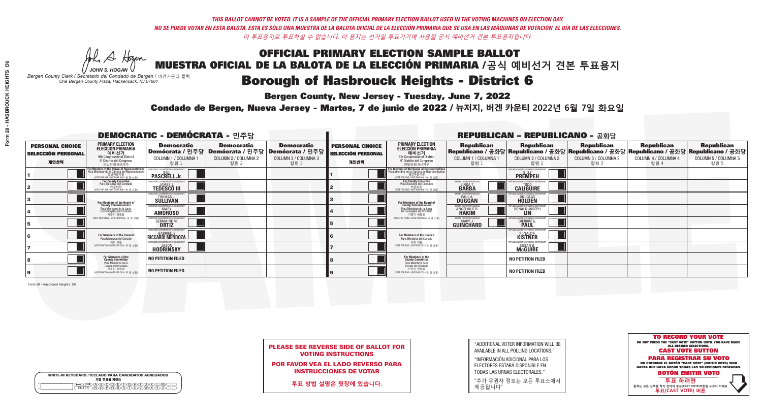*THIS BALLOT CANNOT BE VOTED. IT IS A SAMPLE OF THE OFFICIAL PRIMARY ELECTION BALLOT USED IN THE VOTING MACHINES ON ELECTION DAY.*
*NO SE PUEDE VOTAR EN ESTA BALOTA. ESTA ES SÓLO UNA MUESTRA DE LA BALOTA OFICIAL DE LA ELECCIÓN PRIMARIA QUE SE USA EN LAS MÁQUINAS DE VOTACIÓN EL DÍA DE LAS ELECCIONES.*
*이 투표용지로 투표하실 수 없습니다. 이 용지는 선거일 투표기기에 사용될 공식 예비선거 견본 투표용지입니다.*

JOHN S. HOGAN
*Bergen County Clerk / Secretario del Condado de Bergen / 버겐카운티 클럭*
*One Bergen County Plaza, Hackensack, NJ 07601*

# OFFICIAL PRIMARY ELECTION SAMPLE BALLOT
# MUESTRA OFICIAL DE LA BALOTA DE LA ELECCIÓN PRIMARIA / 공식 예비선거 견본 투표용지
# Borough of Hasbrouck Heights - District 6

**Bergen County, New Jersey - Tuesday, June 7, 2022**
**Condado de Bergen, Nueva Jersey - Martes, 7 de junio de 2022 / 뉴저지, 버겐 카운티 2022년 6월 7일 화요일**

## DEMOCRATIC - DEMÓCRATA - 민주당

| PERSONAL CHOICE / SELECCIÓN PERSONAL / 개인선택 | PRIMARY ELECTION / ELECCIÓN PRIMARIA / 예비선거 (9th Congressional District / 9° Distrito del Congreso / 연방하원 9선거구) | Democratic / Demócrata / 민주당 COLUMN 1 / COLUMNA 1 / 칼럼 1 | Democratic / Demócrata / 민주당 COLUMN 2 / COLUMNA 2 / 칼럼 2 | Democratic / Demócrata / 민주당 COLUMN 3 / COLUMNA 3 / 칼럼 3 |
|---|---|---|---|---|
| 1 | For Member of the House of Representatives / Para Miembro de la Cámara de Representantes / 연방하원의원 (VOTE FOR ONE / VOTE POR UNO / 한 명 선출) | BILL PASCRELL Jr. | | |
| 2 | For County Executive / Para Ejecutivo del Condado / 카운티장 (VOTE FOR ONE / VOTE POR UNO / 한 명 선출) | JAMES J. TEDESCO III | | |
| 3 | For Members of the Board of County Commissioners / Para Miembros de la Junta De Concejales del Condado / 카운티 위원들 (VOTE FOR THREE / VOTE POR TRES / 세 명 선출) | THOMAS J. SULLIVAN | | |
| 4 | | MARY AMOROSO | | |
| 5 | | GERMAINE M. ORTIZ | | |
| 6 | For Members of the Council / Para Miembros del Concejo / 의회 의원 (VOTE FOR TWO / VOTE POR DOS / 두 명 선출) | GABRIELLE RICCARDI MENDOZA | | |
| 7 | | JASON HODRINSKY | | |
| 8 | For Members of the County Committee / Para Miembros de la Comité del Condado / 카운티 위원회 (VOTE FOR TWO / VOTE POR DOS / 두 명 선출) | NO PETITION FILED | | |
| 9 | | NO PETITION FILED | | |

## REPUBLICAN - REPUBLICANO - 공화당

| PERSONAL CHOICE / SELECCIÓN PERSONAL / 개인선택 | PRIMARY ELECTION / ELECCIÓN PRIMARIA / 예비선거 (9th Congressional District / 9° Distrito del Congreso / 연방하원 9선거구) | Republican / Republicano / 공화당 COLUMN 1 / COLUMNA 1 / 칼럼 1 | Republican / Republicano / 공화당 COLUMN 2 / COLUMNA 2 / 칼럼 2 | Republican / Republicano / 공화당 COLUMN 3 / COLUMNA 3 / 칼럼 3 | Republican / Republicano / 공화당 COLUMN 4 / COLUMNA 4 / 칼럼 4 | Republican / Republicano / 공화당 COLUMN 5 / COLUMNA 5 / 칼럼 5 |
|---|---|---|---|---|---|---|
| 1 | For Member of the House of Representatives / Para Miembro de la Cámara de Representantes / 연방하원의원 (VOTE FOR ONE / VOTE POR UNO / 한 명 선출) | | BILLY PREMPEH | | | |
| 2 | For County Executive / Para Ejecutivo del Condado / 카운티장 (VOTE FOR ONE / VOTE POR UNO / 한 명 선출) | LINDA T. BARBA | TODD CALIGUIRE | | | |
| 3 | For Members of the Board of County Commissioners / Para Miembros de la Junta De Concejales del Condado / 카운티 위원들 (VOTE FOR THREE / VOTE POR TRES / 세 명 선출) | PAUL A. DUGGAN | DOUGLAS HOLDEN | | | |
| 4 | | ANGELIQUE R. HAKIM | RONALD JOSEPH LIN | | | |
| 5 | | MARY J. GUINCHARD | DIERDRE G. PAUL | | | |
| 6 | For Members of the Council / Para Miembros del Concejo / 의회 의원 (VOTE FOR TWO / VOTE POR DOS / 두 명 선출) | | RONALD F. KISTNER | | | |
| 7 | | | SUSAN B. McGUIRE | | | |
| 8 | For Members of the County Committee / Para Miembros de la Comité del Condado / 카운티 위원회 (VOTE FOR TWO / VOTE POR DOS / 두 명 선출) | | NO PETITION FILED | | | |
| 9 | | | NO PETITION FILED | | | |

Form 28 - Hasbrouck Heights D6

**PLEASE SEE REVERSE SIDE OF BALLOT FOR VOTING INSTRUCTIONS**
**POR FAVOR VEA EL LADO REVERSO PARA INSTRUCCIONES DE VOTAR**
**투표 방법 설명은 뒷장에 있습니다.**

"ADDITIONAL VOTER INFORMATION WILL BE AVAILABLE IN ALL POLLING LOCATIONS."
"INFORMACIÓN ADICIONAL PARA LOS ELECTORES ESTARÁ DISPONIBLE EN TODAS LAS URNAS ELECTORALES."
"추가 유권자 정보는 모든 투표소에서 제공됩니다"

WRITE-IN KEYBOARD / TECLADO PARA CANDIDATOS AGREGADOS / 기명 투표용 키보드

**TO RECORD YOUR VOTE**
DO NOT PRESS THE "CAST VOTE" BUTTON UNTIL YOU HAVE MADE ALL DESIRED SELECTIONS.
**CAST VOTE BUTTON**
**PARA REGISTRAR SU VOTO**
NO PRESIONE EL BOTÓN "CAST VOTE" (EMITIR VOTO) SINO HASTA QUE HAYA HECHO TODAS LAS SELECCIONES DESEADAS.
**BOTÓN EMITIR VOTO**
**투표 하려면**
원하는 모든 선택을 하기 전까지 투표(CAST VOTE)버튼을 누르지 마세요
**투표(CAST VOTE) 버튼**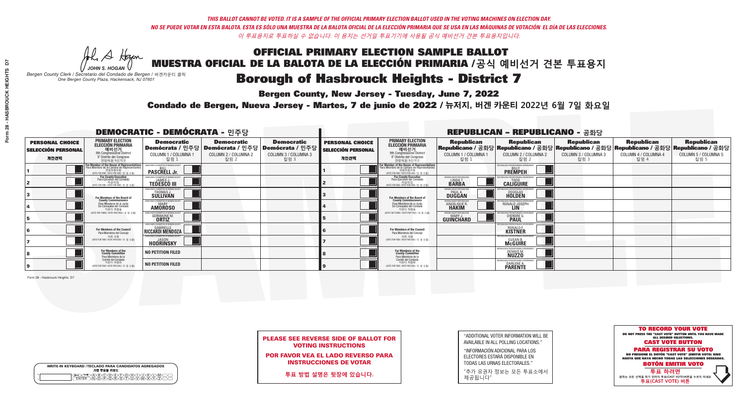*THIS BALLOT CANNOT BE VOTED. IT IS A SAMPLE OF THE OFFICIAL PRIMARY ELECTION BALLOT USED IN THE VOTING MACHINES ON ELECTION DAY.*
*NO SE PUEDE VOTAR EN ESTA BALOTA. ESTA ES SÓLO UNA MUESTRA DE LA BALOTA OFICIAL DE LA ELECCIÓN PRIMARIA QUE SE USA EN LAS MÁQUINAS DE VOTACIÓN EL DÍA DE LAS ELECCIONES.*
*이 투표용지로 투표하실 수 없습니다. 이 용지는 선거일 투표기기에 사용될 공식 예비선거 견본 투표용지입니다.*

JOHN S. HOGAN
*Bergen County Clerk / Secretario del Condado de Bergen / 버겐카운티 클럭*
*One Bergen County Plaza, Hackensack, NJ 07601*

# OFFICIAL PRIMARY ELECTION SAMPLE BALLOT
# MUESTRA OFICIAL DE LA BALOTA DE LA ELECCIÓN PRIMARIA / 공식 예비선거 견본 투표용지
# Borough of Hasbrouck Heights - District 7

**Bergen County, New Jersey - Tuesday, June 7, 2022**
**Condado de Bergen, Nueva Jersey - Martes, 7 de junio de 2022 / 뉴저지, 버겐 카운티 2022년 6월 7일 화요일**

## DEMOCRATIC - DEMÓCRATA - 민주당

| PERSONAL CHOICE / SELECCIÓN PERSONAL / 개인선택 | PRIMARY ELECTION / ELECCIÓN PRIMARIA / 예비선거 (9th Congressional District / 9° Distrito del Congreso / 연방하원 9선거구) | Democratic / Demócrata / 민주당 COLUMN 1 / COLUMNA 1 / 칼럼 1 | Democratic / Demócrata / 민주당 COLUMN 2 / COLUMNA 2 / 칼럼 2 | Democratic / Demócrata / 민주당 COLUMN 3 / COLUMNA 3 / 칼럼 3 |
|---|---|---|---|---|
| 1 | For Member of the House of Representatives / Para Miembro de la Cámara de Representantes / 연방하원의원 (VOTE FOR ONE / VOTE POR UNO / 한 명 선출) | BILL PASCRELL Jr. | | |
| 2 | For County Executive / Para Ejecutivo del Condado / 카운티장 (VOTE FOR ONE / VOTE POR UNO / 한 명 선출) | JAMES J. TEDESCO III | | |
| 3 | For Members of the Board of County Commissioners / Para Miembros de la Junta De Concejales del Condado / 카운티 위원들 (VOTE FOR THREE / VOTE POR TRES / 세 명 선출) | THOMAS J. SULLIVAN | | |
| 4 | | MARY AMOROSO | | |
| 5 | | GERMAINE M. ORTIZ | | |
| 6 | For Members of the Council / Para Miembros del Concejo / 의회 의원 (VOTE FOR TWO / VOTE POR DOS / 두 명 선출) | GABRIELLE RICCARDI MENDOZA | | |
| 7 | | JASON HODRINSKY | | |
| 8 | For Members of the County Committee / Para Miembros de la Comité del Condado / 카운티 위원회 (VOTE FOR TWO / VOTE POR DOS / 두 명 선출) | NO PETITION FILED | | |
| 9 | | NO PETITION FILED | | |

## REPUBLICAN - REPUBLICANO - 공화당

| PERSONAL CHOICE / SELECCIÓN PERSONAL / 개인선택 | PRIMARY ELECTION / ELECCIÓN PRIMARIA / 예비선거 (9th Congressional District / 9° Distrito del Congreso / 연방하원 9선거구) | Republican / Republicano / 공화당 COLUMN 1 / COLUMNA 1 / 칼럼 1 | Republican / Republicano / 공화당 COLUMN 2 / COLUMNA 2 / 칼럼 2 | Republican / Republicano / 공화당 COLUMN 3 / COLUMNA 3 / 칼럼 3 | Republican / Republicano / 공화당 COLUMN 4 / COLUMNA 4 / 칼럼 4 | Republican / Republicano / 공화당 COLUMN 5 / COLUMNA 5 / 칼럼 5 |
|---|---|---|---|---|---|---|
| 1 | For Member of the House of Representatives / Para Miembro de la Cámara de Representantes / 연방하원의원 (VOTE FOR ONE / VOTE POR UNO / 한 명 선출) | | BILLY PREMPEH | | | |
| 2 | For County Executive / Para Ejecutivo del Condado / 카운티장 (VOTE FOR ONE / VOTE POR UNO / 한 명 선출) | LINDA T. BARBA | TODD CALIGUIRE | | | |
| 3 | For Members of the Board of County Commissioners / Para Miembros de la Junta De Concejales del Condado / 카운티 위원들 (VOTE FOR THREE / VOTE POR TRES / 세 명 선출) | PAUL A. DUGGAN | DOUGLAS HOLDEN | | | |
| 4 | | ANGELIQUE R. HAKIM | RONALD JOSEPH LIN | | | |
| 5 | | MARY J. GUINCHARD | DIERDRE G. PAUL | | | |
| 6 | For Members of the Council / Para Miembros del Concejo / 의회 의원 (VOTE FOR TWO / VOTE POR DOS / 두 명 선출) | | RONALD F. KISTNER | | | |
| 7 | | | SUSAN B. McGUIRE | | | |
| 8 | For Members of the County Committee / Para Miembros de la Comité del Condado / 카운티 위원회 (VOTE FOR TWO / VOTE POR DOS / 두 명 선출) | | DENNIS M. NUZZO | | | |
| 9 | | | DARLENE A. PARENTE | | | |

**PLEASE SEE REVERSE SIDE OF BALLOT FOR VOTING INSTRUCTIONS**

**POR FAVOR VEA EL LADO REVERSO PARA INSTRUCCIONES DE VOTAR**

**투표 방법 설명은 뒷장에 있습니다.**

"ADDITIONAL VOTER INFORMATION WILL BE AVAILABLE IN ALL POLLING LOCATIONS."

"INFORMACIÓN ADICIONAL PARA LOS ELECTORES ESTARÁ DISPONIBLE EN TODAS LAS URNAS ELECTORALES."

"추가 유권자 정보는 모든 투표소에서 제공됩니다"

**TO RECORD YOUR VOTE**
DO NOT PRESS THE "CAST VOTE" BUTTON UNTIL YOU HAVE MADE ALL DESIRED SELECTIONS.
**CAST VOTE BUTTON**

**PARA REGISTRAR SU VOTO**
NO PRESIONE EL BOTÓN "CAST VOTE" (EMITIR VOTO) SINO HASTA QUE HAYA HECHO TODAS LAS SELECCIONES DESEADAS.
**BOTÓN EMITIR VOTO**

**투표 하려면**
원하는 모든 선택을 하기 전까지 투표(CAST VOTE)버튼을 누르지 마세요
**투표(CAST VOTE) 버튼**

WRITE-IN KEYBOARD /TECLADO PARA CANDIDATOS AGREGADOS
기명 투표용 키보드

Form 28 - Hasbrouck Heights D7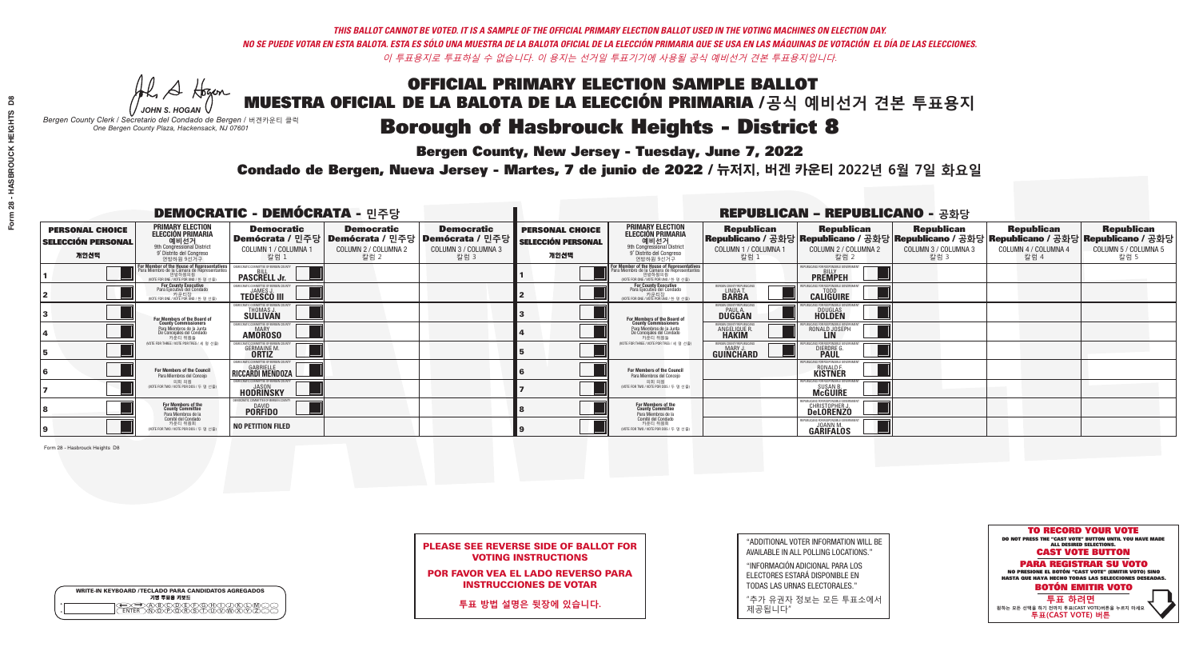*THIS BALLOT CANNOT BE VOTED. IT IS A SAMPLE OF THE OFFICIAL PRIMARY ELECTION BALLOT USED IN THE VOTING MACHINES ON ELECTION DAY.*
*NO SE PUEDE VOTAR EN ESTA BALOTA. ESTA ES SÓLO UNA MUESTRA DE LA BALOTA OFICIAL DE LA ELECCIÓN PRIMARIA QUE SE USA EN LAS MÁQUINAS DE VOTACIÓN EL DÍA DE LAS ELECCIONES.*
*이 투표용지로 투표하실 수 없습니다. 이 용지는 선거일 투표기기에 사용될 공식 예비선거 견본 투표용지입니다.*

JOHN S. HOGAN
*Bergen County Clerk / Secretario del Condado de Bergen / 버겐카운티 클럭*
*One Bergen County Plaza, Hackensack, NJ 07601*

# OFFICIAL PRIMARY ELECTION SAMPLE BALLOT
# MUESTRA OFICIAL DE LA BALOTA DE LA ELECCIÓN PRIMARIA /공식 예비선거 견본 투표용지
# Borough of Hasbrouck Heights - District 8

**Bergen County, New Jersey - Tuesday, June 7, 2022**

**Condado de Bergen, Nueva Jersey - Martes, 7 de junio de 2022 / 뉴저지, 버겐 카운티 2022년 6월 7일 화요일**

## DEMOCRATIC - DEMÓCRATA - 민주당

| | PRIMARY ELECTION / ELECCIÓN PRIMARIA / 예비선거 (9th Congressional District / 9° Distrito del Congreso / 연방하원 9선거구) | Democratic / Demócrata / 민주당 COLUMN 1 / COLUMNA 1 / 칼럼 1 | Democratic / Demócrata / 민주당 COLUMN 2 / COLUMNA 2 / 칼럼 2 | Democratic / Demócrata / 민주당 COLUMN 3 / COLUMNA 3 / 칼럼 3 |
|---|---|---|---|---|
| 1 | For Member of the House of Representatives / Para Miembro de la Cámara de Representantes / 연방하원의원 (VOTE FOR ONE / VOTE POR UNO / 한 명 선출) | BILL PASCRELL Jr. | | |
| 2 | For County Executive / Para Ejecutivo del Condado / 카운티장 (VOTE FOR ONE / VOTE POR UNO / 한 명 선출) | JAMES J. TEDESCO III | | |
| 3 | For Members of the Board of County Commissioners / Para Miembros de la Junta De Concejales del Condado / 카운티 위원들 (VOTE FOR THREE / VOTE POR TRES / 세 명 선출) | THOMAS J. SULLIVAN | | |
| 4 | | MARY AMOROSO | | |
| 5 | | GERMAINE M. ORTIZ | | |
| 6 | For Members of the Council / Para Miembros del Concejo / 의회 의원 (VOTE FOR TWO / VOTE POR DOS / 두 명 선출) | GABRIELLE RICCARDI MENDOZA | | |
| 7 | | JASON HODRINSKY | | |
| 8 | For Members of the County Committee / Para Miembros de la Comité del Condado / 카운티 위원회 (VOTE FOR TWO / VOTE POR DOS / 두 명 선출) | DAVID PORFIDO | | |
| 9 | | NO PETITION FILED | | |

## REPUBLICAN - REPUBLICANO - 공화당

| | PRIMARY ELECTION / ELECCIÓN PRIMARIA / 예비선거 (9th Congressional District / 9° Distrito del Congreso / 연방하원 9선거구) | Republican / Republicano / 공화당 COLUMN 1 / COLUMNA 1 / 칼럼 1 | Republican / Republicano / 공화당 COLUMN 2 / COLUMNA 2 / 칼럼 2 | Republican / Republicano / 공화당 COLUMN 3 / COLUMNA 3 / 칼럼 3 | Republican / Republicano / 공화당 COLUMN 4 / COLUMNA 4 / 칼럼 4 | Republican / Republicano / 공화당 COLUMN 5 / COLUMNA 5 / 칼럼 5 |
|---|---|---|---|---|---|---|
| 1 | For Member of the House of Representatives / Para Miembro de la Cámara de Representantes / 연방하원의원 (VOTE FOR ONE / VOTE POR UNO / 한 명 선출) | | BILLY PREMPEH | | | |
| 2 | For County Executive / Para Ejecutivo del Condado / 카운티장 (VOTE FOR ONE / VOTE POR UNO / 한 명 선출) | LINDA T. BARBA | TODD CALIGUIRE | | | |
| 3 | For Members of the Board of County Commissioners / Para Miembros de la Junta De Concejales del Condado / 카운티 위원들 (VOTE FOR THREE / VOTE POR TRES / 세 명 선출) | PAUL A. DUGGAN | DOUGLAS HOLDEN | | | |
| 4 | | ANGELIQUE R. HAKIM | RONALD JOSEPH LIN | | | |
| 5 | | MARY J. GUINCHARD | DIERDRE G. PAUL | | | |
| 6 | For Members of the Council / Para Miembros del Concejo / 의회 의원 (VOTE FOR TWO / VOTE POR DOS / 두 명 선출) | | RONALD F. KISTNER | | | |
| 7 | | | SUSAN B. McGUIRE | | | |
| 8 | For Members of the County Committee / Para Miembros de la Comité del Condado / 카운티 위원회 (VOTE FOR TWO / VOTE POR DOS / 두 명 선출) | | CHRISTOPHER J. DeLORENZO | | | |
| 9 | | | JOANN M. GARIFALOS | | | |

Form 28 - Hasbrouck Heights D8

**PLEASE SEE REVERSE SIDE OF BALLOT FOR VOTING INSTRUCTIONS**

**POR FAVOR VEA EL LADO REVERSO PARA INSTRUCCIONES DE VOTAR**

**투표 방법 설명은 뒷장에 있습니다.**

"ADDITIONAL VOTER INFORMATION WILL BE AVAILABLE IN ALL POLLING LOCATIONS."

"INFORMACIÓN ADICIONAL PARA LOS ELECTORES ESTARÁ DISPONIBLE EN TODAS LAS URNAS ELECTORALES."

"추가 유권자 정보는 모든 투표소에서 제공됩니다"

**TO RECORD YOUR VOTE**
DO NOT PRESS THE "CAST VOTE" BUTTON UNTIL YOU HAVE MADE ALL DESIRED SELECTIONS.
**CAST VOTE BUTTON**

**PARA REGISTRAR SU VOTO**
NO PRESIONE EL BOTÓN "CAST VOTE" (EMITIR VOTO) SINO HASTA QUE HAYA HECHO TODAS LAS SELECCIONES DESEADAS.
**BOTÓN EMITIR VOTO**

**투표 하려면**
원하는 모든 선택을 하기 전까지 투표(CAST VOTE)버튼을 누르지 마세요
**투표(CAST VOTE) 버튼**

WRITE-IN KEYBOARD /TECLADO PARA CANDIDATOS AGREGADOS
기명 투표용 키보드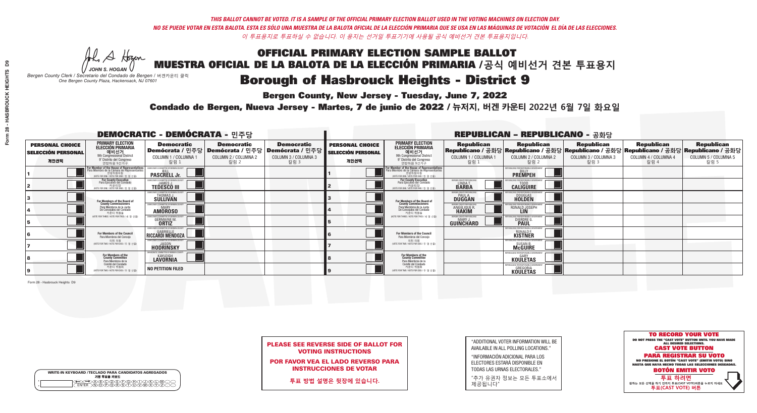*THIS BALLOT CANNOT BE VOTED. IT IS A SAMPLE OF THE OFFICIAL PRIMARY ELECTION BALLOT USED IN THE VOTING MACHINES ON ELECTION DAY.*
*NO SE PUEDE VOTAR EN ESTA BALOTA. ESTA ES SÓLO UNA MUESTRA DE LA BALOTA OFICIAL DE LA ELECCIÓN PRIMARIA QUE SE USA EN LAS MÁQUINAS DE VOTACIÓN EL DÍA DE LAS ELECCIONES.*
*이 투표용지로 투표하실 수 없습니다. 이 용지는 선거일 투표기기에 사용될 공식 예비선거 견본 투표용지입니다.*

JOHN S. HOGAN
*Bergen County Clerk / Secretario del Condado de Bergen / 버겐카운티 클럭*
*One Bergen County Plaza, Hackensack, NJ 07601*

# OFFICIAL PRIMARY ELECTION SAMPLE BALLOT
# MUESTRA OFICIAL DE LA BALOTA DE LA ELECCIÓN PRIMARIA /공식 예비선거 견본 투표용지
# Borough of Hasbrouck Heights - District 9

**Bergen County, New Jersey - Tuesday, June 7, 2022**

**Condado de Bergen, Nueva Jersey - Martes, 7 de junio de 2022 / 뉴저지, 버겐 카운티 2022년 6월 7일 화요일**

## DEMOCRATIC - DEMÓCRATA - 민주당

| PERSONAL CHOICE / SELECCIÓN PERSONAL / 개인선택 | PRIMARY ELECTION / ELECCIÓN PRIMARIA / 예비선거 | Democratic / Demócrata / 민주당 COLUMN 1 / COLUMNA 1 / 칼럼 1 | Democratic / Demócrata / 민주당 COLUMN 2 / COLUMNA 2 / 칼럼 2 | Democratic / Demócrata / 민주당 COLUMN 3 / COLUMNA 3 / 칼럼 3 |
|---|---|---|---|---|
| 1 | For Member of the House of Representatives / Para Miembro de la Cámara de Representantes / 연방하원의원 (9th Congressional District) (VOTE FOR ONE / VOTE POR UNO / 한 명 선출) | BILL PASCRELL Jr. | | |
| 2 | For County Executive / Para Ejecutivo del Condado / 카운티장 (VOTE FOR ONE / VOTE POR UNO / 한 명 선출) | JAMES J. TEDESCO III | | |
| 3 | For Members of the Board of County Commissioners / Para Miembros de la Junta De Concejales del Condado / 카운티 위원들 (VOTE FOR THREE / VOTE POR TRES / 세 명 선출) | THOMAS J. SULLIVAN | | |
| 4 | | MARY AMOROSO | | |
| 5 | | GERMAINE M. ORTIZ | | |
| 6 | For Members of the Council / Para Miembros del Concejo / 의회 의원 (VOTE FOR TWO / VOTE POR DOS / 두 명 선출) | GABRIELLE RICCARDI MENDOZA | | |
| 7 | | JASON HODRINSKY | | |
| 8 | For Members of the County Committee / Para Miembros de la Comité del Condado / 카운티 위원회 (VOTE FOR TWO / VOTE POR DOS / 두 명 선출) | KAYLEIGH LAVORNIA | | |
| 9 | | NO PETITION FILED | | |

## REPUBLICAN - REPUBLICANO - 공화당

| PERSONAL CHOICE / SELECCIÓN PERSONAL / 개인선택 | PRIMARY ELECTION / ELECCIÓN PRIMARIA / 예비선거 | Republican / Republicano / 공화당 COLUMN 1 / COLUMNA 1 / 칼럼 1 | Republican / Republicano / 공화당 COLUMN 2 / COLUMNA 2 / 칼럼 2 | Republican / Republicano / 공화당 COLUMN 3 / COLUMNA 3 / 칼럼 3 | Republican / Republicano / 공화당 COLUMN 4 / COLUMNA 4 / 칼럼 4 | Republican / Republicano / 공화당 COLUMN 5 / COLUMNA 5 / 칼럼 5 |
|---|---|---|---|---|---|---|
| 1 | For Member of the House of Representatives / Para Miembro de la Cámara de Representantes / 연방하원의원 (9th Congressional District) (VOTE FOR ONE / VOTE POR UNO / 한 명 선출) | | BILLY PREMPEH | | | |
| 2 | For County Executive / Para Ejecutivo del Condado / 카운티장 (VOTE FOR ONE / VOTE POR UNO / 한 명 선출) | LINDA T. BARBA | TODD CALIGUIRE | | | |
| 3 | For Members of the Board of County Commissioners / Para Miembros de la Junta De Concejales del Condado / 카운티 위원들 (VOTE FOR THREE / VOTE POR TRES / 세 명 선출) | PAUL A. DUGGAN | DOUGLAS HOLDEN | | | |
| 4 | | ANGELIQUE R. HAKIM | RONALD JOSEPH LIN | | | |
| 5 | | MARY J. GUINCHARD | DIERDRE G. PAUL | | | |
| 6 | For Members of the Council / Para Miembros del Concejo / 의회 의원 (VOTE FOR TWO / VOTE POR DOS / 두 명 선출) | | RONALD F. KISTNER | | | |
| 7 | | | SUSAN B. McGUIRE | | | |
| 8 | For Members of the County Committee / Para Miembros de la Comité del Condado / 카운티 위원회 (VOTE FOR TWO / VOTE POR DOS / 두 명 선출) | | GARY KOULETAS | | | |
| 9 | | | GREGORIA KOULETAS | | | |

Form 28 - Hasbrouck Heights D9

WRITE-IN KEYBOARD /TECLADO PARA CANDIDATOS AGREGADOS / 기명 투표용 키보드

**PLEASE SEE REVERSE SIDE OF BALLOT FOR VOTING INSTRUCTIONS**

**POR FAVOR VEA EL LADO REVERSO PARA INSTRUCCIONES DE VOTAR**

**투표 방법 설명은 뒷장에 있습니다.**

"ADDITIONAL VOTER INFORMATION WILL BE AVAILABLE IN ALL POLLING LOCATIONS."

"INFORMACIÓN ADICIONAL PARA LOS ELECTORES ESTARÁ DISPONIBLE EN TODAS LAS URNAS ELECTORALES."

"추가 유권자 정보는 모든 투표소에서 제공됩니다"

**TO RECORD YOUR VOTE**
DO NOT PRESS THE "CAST VOTE" BUTTON UNTIL YOU HAVE MADE ALL DESIRED SELECTIONS.
**CAST VOTE BUTTON**
**PARA REGISTRAR SU VOTO**
NO PRESIONE EL BOTÓN "CAST VOTE" (EMITIR VOTO) SINO HASTA QUE HAYA HECHO TODAS LAS SELECCIONES DESEADAS.
**BOTÓN EMITIR VOTO**
**투표 하려면**
원하는 모든 선택을 하기 전까지 투표(CAST VOTE)버튼을 누르지 마세요
**투표(CAST VOTE) 버튼**